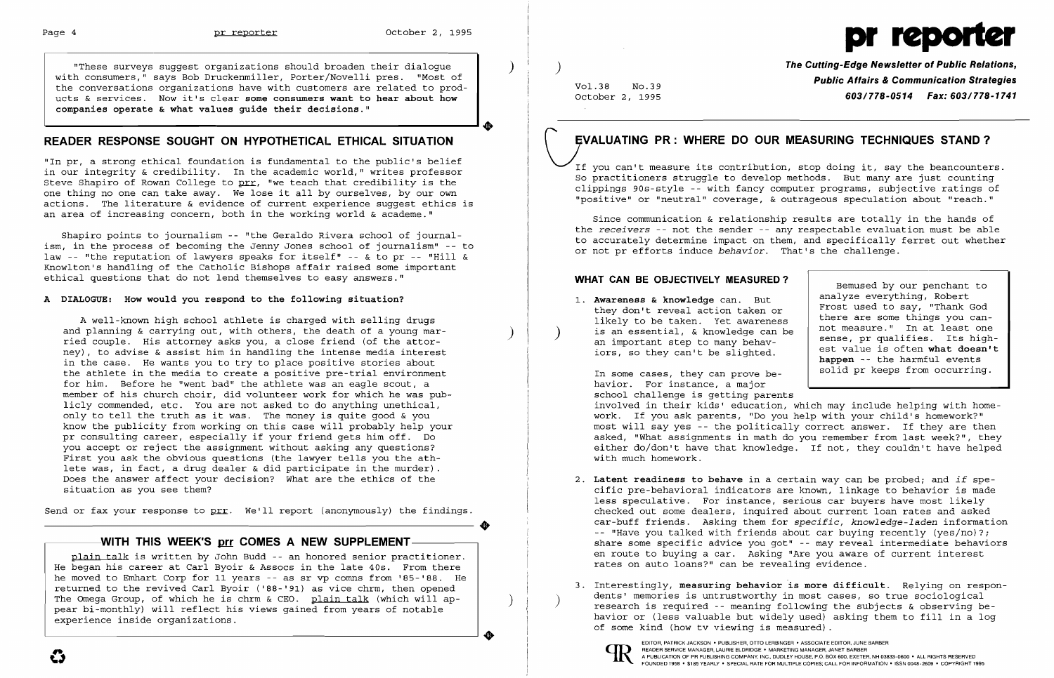"These surveys suggest organizations should broaden their dialogue with consumers," says Bob Druckenmiller, Porter/Novelli pres. "Most of the conversations organizations have with customers are related to products & services. Now it's clear **some consumers want to hear about how companies operate & what values guide their decisions.**"

## READER RESPONSE SOUGHT ON HYPOTHETICAL ETHICAL SITUATION

"In pr, a strong ethical foundation is fundamental to the public's belief in our integrity & credibility. In the academic world," writes professor Steve Shapiro of Rowan College to prr, "we teach that credibility is the one thing no one can take away. We lose it all by ourselves, by our own actions. The literature & evidence of current experience suggest ethics is an area of increasing concern, both in the working world & academe."

Shapiro points to journalism -- "the Geraldo Rivera school of journalism, in the process of becoming the Jenny Jones school of journalism" -- to law -- "the reputation of lawyers speaks for itself" -- & to pr -- "Hill & Knowlton's handling of the Catholic Bishops affair raised some important ethical questions that do not lend themselves to easy answers."

**A DIALOGUE: How would you respond to the following situation?**

A well-known high school athlete is charged with selling drugs and planning & carrying out, with others, the death of a young married couple. His attorney asks you, a close friend (of the attorney), to advise & assist him in handling the intense media interest in the case. He wants you to try to place positive stories about the athlete in the media to create a positive pre-trial environment for him. Before he "went bad" the athlete was an eagle scout, a member of his church choir, did volunteer work for which he was publicly commended, etc. You are not asked to do anything unethical, only to tell the truth as it was. The money is quite good & you know the publicity from working on this case will probably help your pr consulting career, especially if your friend gets him off. Do you accept or reject the assignment without asking any questions? First you ask the obvious questions (the lawyer tells you the athlete was, in fact, a drug dealer & did participate in the murder). Does the answer affect your decision? What are the ethics of the situation as you see them?

Send or fax your response to prr. We'll report (anonymously) the findings.

## WITH THIS WEEK'S prr COMES A NEW SUPPLEMENT

plain talk is written by John Budd -- an honored senior practitioner. He began his career at Carl Byoir & Assocs in the late 40s. From there he moved to Emhart Corp for 11 years -- as sr vp comns from '85-'88. He returned to the revived Carl Byoir ('88-'91) as vice chrm, then opened The Omega Group, of which he is chrm & CEO. plain talk (which will appear bi-monthly) will reflect his views gained from years of notable experience inside organizations.

# pr reporter

**The Cutting-Edge Newsletter of Public Relations, Public Affairs & Communication Strategies**

Vol.38 No.39
October 2, 1995

**603/778-0514 Fax: 603/778-1741**

## EVALUATING PR: WHERE DO OUR MEASURING TECHNIQUES STAND?

If you can't measure its contribution, stop doing it, say the beancounters. So practitioners struggle to develop methods. But many are just counting clippings 90s-style -- with fancy computer programs, subjective ratings of "positive" or "neutral" coverage, & outrageous speculation about "reach."

Since communication & relationship results are totally in the hands of the *receivers* -- not the sender -- any respectable evaluation must be able to accurately determine impact on them, and specifically ferret out whether or not pr efforts induce *behavior*. That's the challenge.

### WHAT CAN BE OBJECTIVELY MEASURED?

> Bemused by our penchant to analyze everything, Robert Frost used to say, "Thank God there are some things you cannot measure." In at least one sense, pr qualifies. Its highest value is often **what doesn't happen** -- the harmful events solid pr keeps from occurring.

1. **Awareness & knowledge** can. But they don't reveal action taken or likely to be taken. Yet awareness is an essential, & knowledge can be an important step to many behaviors, so they can't be slighted.

   In some cases, they can prove behavior. For instance, a major school challenge is getting parents involved in their kids' education, which may include helping with homework. If you ask parents, "Do you help with your child's homework?" most will say yes -- the politically correct answer. If they are then asked, "What assignments in math do you remember from last week?", they either do/don't have that knowledge. If not, they couldn't have helped with much homework.

2. **Latent readiness to behave** in a certain way can be probed; and *if* specific pre-behavioral indicators are known, linkage to behavior is made less speculative. For instance, serious car buyers have most likely checked out some dealers, inquired about current loan rates and asked car-buff friends. Asking them for *specific, knowledge-laden* information -- "Have you talked with friends about car buying recently (yes/no)?; share some specific advice you got" -- may reveal intermediate behaviors en route to buying a car. Asking "Are you aware of current interest rates on auto loans?" can be revealing evidence.

3. Interestingly, **measuring behavior is more difficult**. Relying on respondents' memories is untrustworthy in most cases, so true sociological research is required -- meaning following the subjects & observing behavior or (less valuable but widely used) asking them to fill in a log of some kind (how tv viewing is measured).

EDITOR, PATRICK JACKSON • PUBLISHER, OTTO LERBINGER • ASSOCIATE EDITOR, JUNE BARBER
READER SERVICE MANAGER, LAURIE ELDRIDGE • MARKETING MANAGER, JANET BARBER
A PUBLICATION OF PR PUBLISHING COMPANY, INC., DUDLEY HOUSE, P.O. BOX 600, EXETER, NH 03833-0600 • ALL RIGHTS RESERVED
FOUNDED 1958 • $185 YEARLY • SPECIAL RATE FOR MULTIPLE COPIES; CALL FOR INFORMATION • ISSN 0048-2609 • COPYRIGHT 1995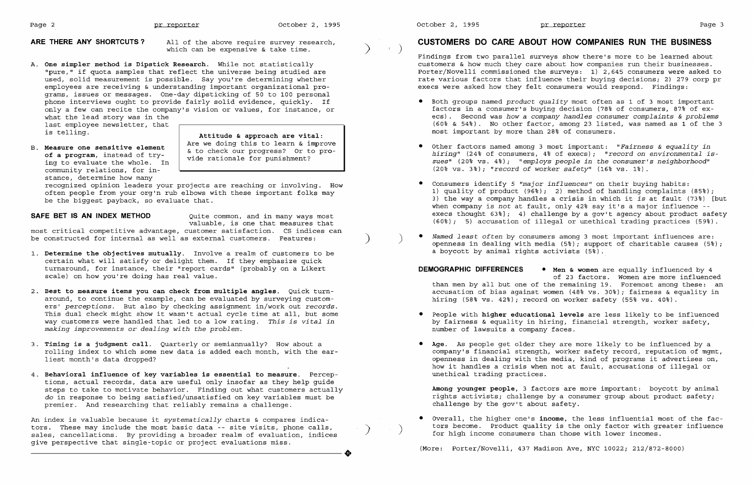## ARE THERE ANY SHORTCUTS?

All of the above require survey research, which can be expensive & take time.

A. **One simpler method is Dipstick Research**. While not statistically "pure," if quota samples that reflect the universe being studied are used, solid measurement is possible. Say you're determining whether employees are receiving & understanding important organizational programs, issues or messages. One-day dipsticking of 50 to 100 personal phone interviews ought to provide fairly solid evidence, quickly. If only a few can recite the company's vision or values, for instance, or what the lead story was in the last employee newsletter, that is telling.

> **Attitude & approach are vital**: Are we doing this to learn & improve & to check our progress? Or to provide rationale for punishment?

B. **Measure one sensitive element of a program**, instead of trying to evaluate the whole. In community relations, for instance, determine how many recognized opinion leaders your projects are reaching or involving. How often people from your org'n rub elbows with these important folks may be the biggest payback, so evaluate that.

## SAFE BET IS AN INDEX METHOD

Quite common, and in many ways most valuable, is one that measures that most critical competitive advantage, customer satisfaction. CS indices can be constructed for internal as well as external customers. Features:

1. **Determine the objectives mutually**. Involve a realm of customers to be certain what will satisfy or delight them. If they emphasize quick turnaround, for instance, their "report cards" (probably on a Likert scale) on how you're doing has real value.

2. **Best to measure items you can check from multiple angles**. Quick turnaround, to continue the example, can be evaluated by surveying customers' *perceptions*. But also by checking assignment in/work out *records*. This dual check might show it wasn't actual cycle time at all, but some way customers were handled that led to a low rating. *This is vital in making improvements or dealing with the problem.*

3. **Timing is a judgment call**. Quarterly or semiannually? How about a rolling index to which some new data is added each month, with the earliest month's data dropped?

4. **Behavioral influence of key variables is essential to measure**. Perceptions, actual records, data are useful only insofar as they help guide steps to take to motivate behavior. Finding out what customers actually *do* in response to being satisfied/unsatisfied on key variables must be premier. And researching that reliably remains a challenge.

An index is valuable because it *systematically* charts & compares indicators. These may include the most basic data -- site visits, phone calls, sales, cancellations. By providing a broader realm of evaluation, indices give perspective that single-topic or project evaluations miss.

## CUSTOMERS DO CARE ABOUT HOW COMPANIES RUN THE BUSINESS

Findings from two parallel surveys show there's more to be learned about customers & how much they care about how companies run their businesses. Porter/Novelli commissioned the surveys: 1) 2,645 consumers were asked to rate various factors that influence their buying decisions; 2) 279 corp pr execs were asked how they felt consumers would respond. Findings:

- Both groups named *product quality* most often as 1 of 3 most important factors in a consumer's buying decision (78% of consumers, 87% of execs). Second was *how a company handles consumer complaints & problems* (60% & 54%). No other factor, among 23 listed, was named as 1 of the 3 most important by more than 28% of consumers.

- Other factors named among 3 most important: *"Fairness & equality in hiring"* (24% of consumers, 4% of execs); *"record on environmental issues"* (20% vs. 4%); *"employs people in the consumer's neighborhood"* (20% vs. 3%); *"record of worker safety"* (16% vs. 1%).

- Consumers identify *5 "major influences"* on their buying habits: 1) quality of product (96%); 2) method of handling complaints (85%); 3) the way a company handles a crisis in which it *is* at fault (73%) [but when company is *not* at fault, only 42% say it's a major influence -- execs thought 63%]; 4) challenge by a gov't agency about product safety (60%); 5) accusation of illegal or unethical trading practices (59%).

- *Named least often* by consumers among 3 most important influences are: openness in dealing with media (5%); support of charitable causes (5%); a boycott by animal rights activists (5%).

## DEMOGRAPHIC DIFFERENCES

- **Men & women** are equally influenced by 4 of 23 factors. Women are more influenced than men by all but one of the remaining 19. Foremost among these: an accusation of bias against women (48% vs. 30%); fairness & equality in hiring (58% vs. 42%); record on worker safety (55% vs. 40%).

- People with **higher educational levels** are less likely to be influenced by fairness & equality in hiring, financial strength, worker safety, number of lawsuits a company faces.

- **Age**. As people get older they are more likely to be influenced by a company's financial strength, worker safety record, reputation of mgmt, openness in dealing with the media, kind of programs it advertises on, how it handles a crisis when not at fault, accusations of illegal or unethical trading practices.

  **Among younger people**, 3 factors are more important: boycott by animal rights activists; challenge by a consumer group about product safety; challenge by the gov't about safety.

- Overall, the higher one's **income**, the less influential most of the factors become. Product quality is the only factor with greater influence for high income consumers than those with lower incomes.

(More: Porter/Novelli, 437 Madison Ave, NYC 10022; 212/872-8000)